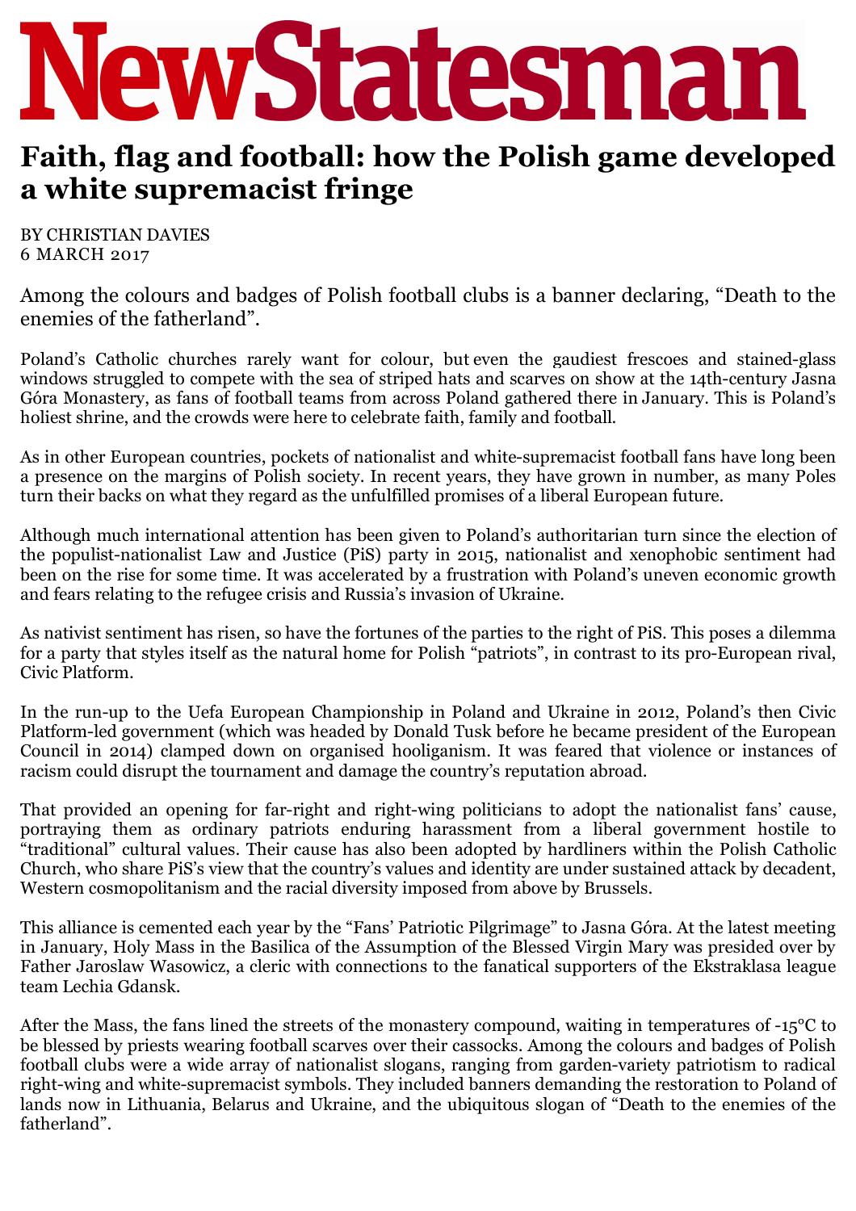# New Statesman

## Faith, flag and football: how the Polish game developed a white supremacist fringe

BY CHRISTIAN DAVIES
6 MARCH 2017

Among the colours and badges of Polish football clubs is a banner declaring, "Death to the enemies of the fatherland".

Poland's Catholic churches rarely want for colour, but even the gaudiest frescoes and stained-glass windows struggled to compete with the sea of striped hats and scarves on show at the 14th-century Jasna Góra Monastery, as fans of football teams from across Poland gathered there in January. This is Poland's holiest shrine, and the crowds were here to celebrate faith, family and football.

As in other European countries, pockets of nationalist and white-supremacist football fans have long been a presence on the margins of Polish society. In recent years, they have grown in number, as many Poles turn their backs on what they regard as the unfulfilled promises of a liberal European future.

Although much international attention has been given to Poland's authoritarian turn since the election of the populist-nationalist Law and Justice (PiS) party in 2015, nationalist and xenophobic sentiment had been on the rise for some time. It was accelerated by a frustration with Poland's uneven economic growth and fears relating to the refugee crisis and Russia's invasion of Ukraine.

As nativist sentiment has risen, so have the fortunes of the parties to the right of PiS. This poses a dilemma for a party that styles itself as the natural home for Polish "patriots", in contrast to its pro-European rival, Civic Platform.

In the run-up to the Uefa European Championship in Poland and Ukraine in 2012, Poland's then Civic Platform-led government (which was headed by Donald Tusk before he became president of the European Council in 2014) clamped down on organised hooliganism. It was feared that violence or instances of racism could disrupt the tournament and damage the country's reputation abroad.

That provided an opening for far-right and right-wing politicians to adopt the nationalist fans' cause, portraying them as ordinary patriots enduring harassment from a liberal government hostile to "traditional" cultural values. Their cause has also been adopted by hardliners within the Polish Catholic Church, who share PiS's view that the country's values and identity are under sustained attack by decadent, Western cosmopolitanism and the racial diversity imposed from above by Brussels.

This alliance is cemented each year by the "Fans' Patriotic Pilgrimage" to Jasna Góra. At the latest meeting in January, Holy Mass in the Basilica of the Assumption of the Blessed Virgin Mary was presided over by Father Jaroslaw Wasowicz, a cleric with connections to the fanatical supporters of the Ekstraklasa league team Lechia Gdansk.

After the Mass, the fans lined the streets of the monastery compound, waiting in temperatures of -15°C to be blessed by priests wearing football scarves over their cassocks. Among the colours and badges of Polish football clubs were a wide array of nationalist slogans, ranging from garden-variety patriotism to radical right-wing and white-supremacist symbols. They included banners demanding the restoration to Poland of lands now in Lithuania, Belarus and Ukraine, and the ubiquitous slogan of "Death to the enemies of the fatherland".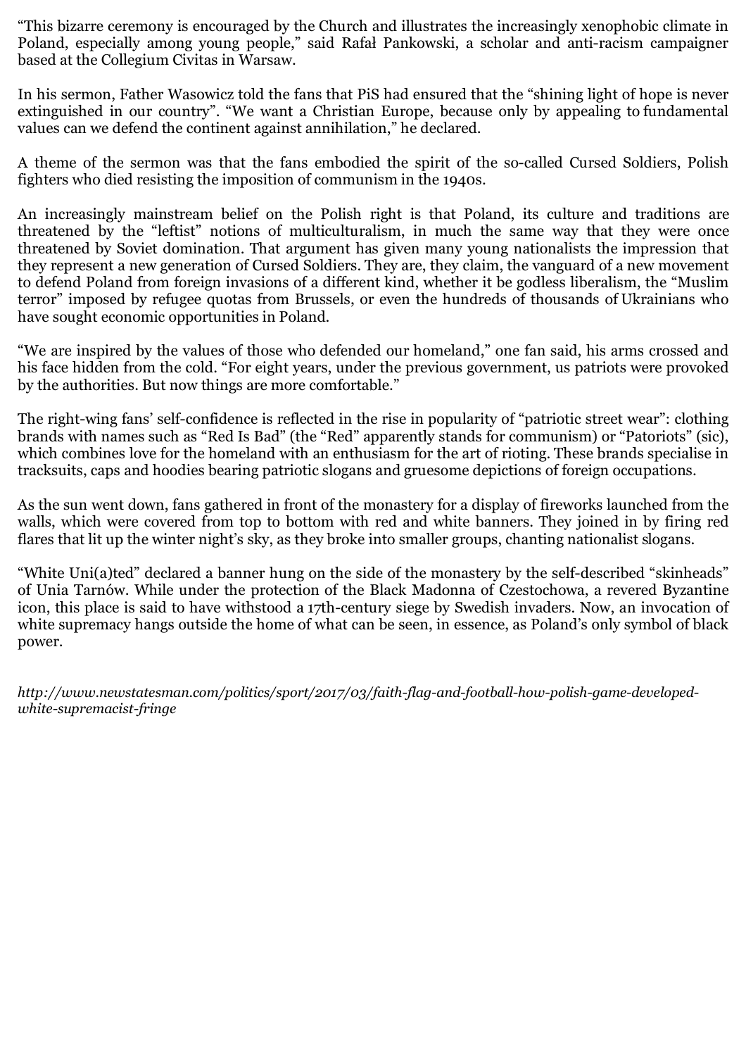"This bizarre ceremony is encouraged by the Church and illustrates the increasingly xenophobic climate in Poland, especially among young people," said Rafał Pankowski, a scholar and anti-racism campaigner based at the Collegium Civitas in Warsaw.

In his sermon, Father Wasowicz told the fans that PiS had ensured that the "shining light of hope is never extinguished in our country". "We want a Christian Europe, because only by appealing to fundamental values can we defend the continent against annihilation," he declared.

A theme of the sermon was that the fans embodied the spirit of the so-called Cursed Soldiers, Polish fighters who died resisting the imposition of communism in the 1940s.

An increasingly mainstream belief on the Polish right is that Poland, its culture and traditions are threatened by the "leftist" notions of multiculturalism, in much the same way that they were once threatened by Soviet domination. That argument has given many young nationalists the impression that they represent a new generation of Cursed Soldiers. They are, they claim, the vanguard of a new movement to defend Poland from foreign invasions of a different kind, whether it be godless liberalism, the "Muslim terror" imposed by refugee quotas from Brussels, or even the hundreds of thousands of Ukrainians who have sought economic opportunities in Poland.

"We are inspired by the values of those who defended our homeland," one fan said, his arms crossed and his face hidden from the cold. "For eight years, under the previous government, us patriots were provoked by the authorities. But now things are more comfortable."

The right-wing fans' self-confidence is reflected in the rise in popularity of "patriotic street wear": clothing brands with names such as "Red Is Bad" (the "Red" apparently stands for communism) or "Patoriots" (sic), which combines love for the homeland with an enthusiasm for the art of rioting. These brands specialise in tracksuits, caps and hoodies bearing patriotic slogans and gruesome depictions of foreign occupations.

As the sun went down, fans gathered in front of the monastery for a display of fireworks launched from the walls, which were covered from top to bottom with red and white banners. They joined in by firing red flares that lit up the winter night's sky, as they broke into smaller groups, chanting nationalist slogans.

"White Uni(a)ted" declared a banner hung on the side of the monastery by the self-described "skinheads" of Unia Tarnów. While under the protection of the Black Madonna of Czestochowa, a revered Byzantine icon, this place is said to have withstood a 17th-century siege by Swedish invaders. Now, an invocation of white supremacy hangs outside the home of what can be seen, in essence, as Poland's only symbol of black power.

*http://www.newstatesman.com/politics/sport/2017/03/faith-flag-and-football-how-polish-game-developed-white-supremacist-fringe*